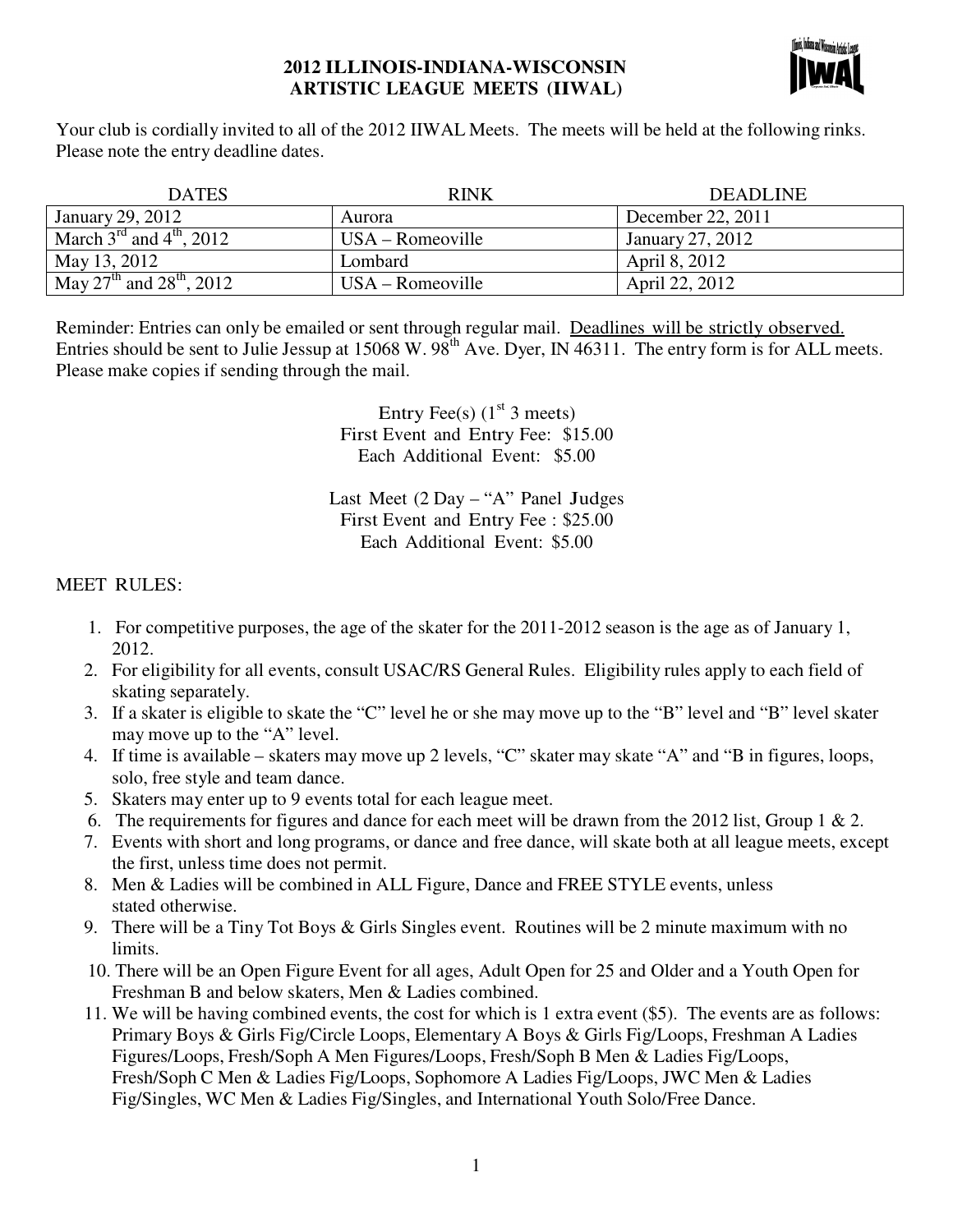# 2012 ILLINOIS-INDIANA-WISCONSIN ARTISTIC LEAGUE MEETS (IIWAL)

Your club is cordially invited to all of the 2012 IIWAL Meets. The meets will be held at the following rinks. Please note the entry deadline dates.

| DATES | RINK | DEADLINE |
|---|---|---|
| January 29, 2012 | Aurora | December 22, 2011 |
| March 3rd and 4th, 2012 | USA – Romeoville | January 27, 2012 |
| May 13, 2012 | Lombard | April 8, 2012 |
| May 27th and 28th, 2012 | USA – Romeoville | April 22, 2012 |

Reminder: Entries can only be emailed or sent through regular mail. Deadlines will be strictly observed. Entries should be sent to Julie Jessup at 15068 W. 98th Ave. Dyer, IN 46311. The entry form is for ALL meets. Please make copies if sending through the mail.

Entry Fee(s) (1st 3 meets)
First Event and Entry Fee: $15.00
Each Additional Event: $5.00

Last Meet (2 Day – "A" Panel Judges
First Event and Entry Fee : $25.00
Each Additional Event: $5.00

MEET RULES:

1. For competitive purposes, the age of the skater for the 2011-2012 season is the age as of January 1, 2012.
2. For eligibility for all events, consult USAC/RS General Rules. Eligibility rules apply to each field of skating separately.
3. If a skater is eligible to skate the "C" level he or she may move up to the "B" level and "B" level skater may move up to the "A" level.
4. If time is available – skaters may move up 2 levels, "C" skater may skate "A" and "B in figures, loops, solo, free style and team dance.
5. Skaters may enter up to 9 events total for each league meet.
6. The requirements for figures and dance for each meet will be drawn from the 2012 list, Group 1 & 2.
7. Events with short and long programs, or dance and free dance, will skate both at all league meets, except the first, unless time does not permit.
8. Men & Ladies will be combined in ALL Figure, Dance and FREE STYLE events, unless stated otherwise.
9. There will be a Tiny Tot Boys & Girls Singles event. Routines will be 2 minute maximum with no limits.
10. There will be an Open Figure Event for all ages, Adult Open for 25 and Older and a Youth Open for Freshman B and below skaters, Men & Ladies combined.
11. We will be having combined events, the cost for which is 1 extra event ($5). The events are as follows: Primary Boys & Girls Fig/Circle Loops, Elementary A Boys & Girls Fig/Loops, Freshman A Ladies Figures/Loops, Fresh/Soph A Men Figures/Loops, Fresh/Soph B Men & Ladies Fig/Loops, Fresh/Soph C Men & Ladies Fig/Loops, Sophomore A Ladies Fig/Loops, JWC Men & Ladies Fig/Singles, WC Men & Ladies Fig/Singles, and International Youth Solo/Free Dance.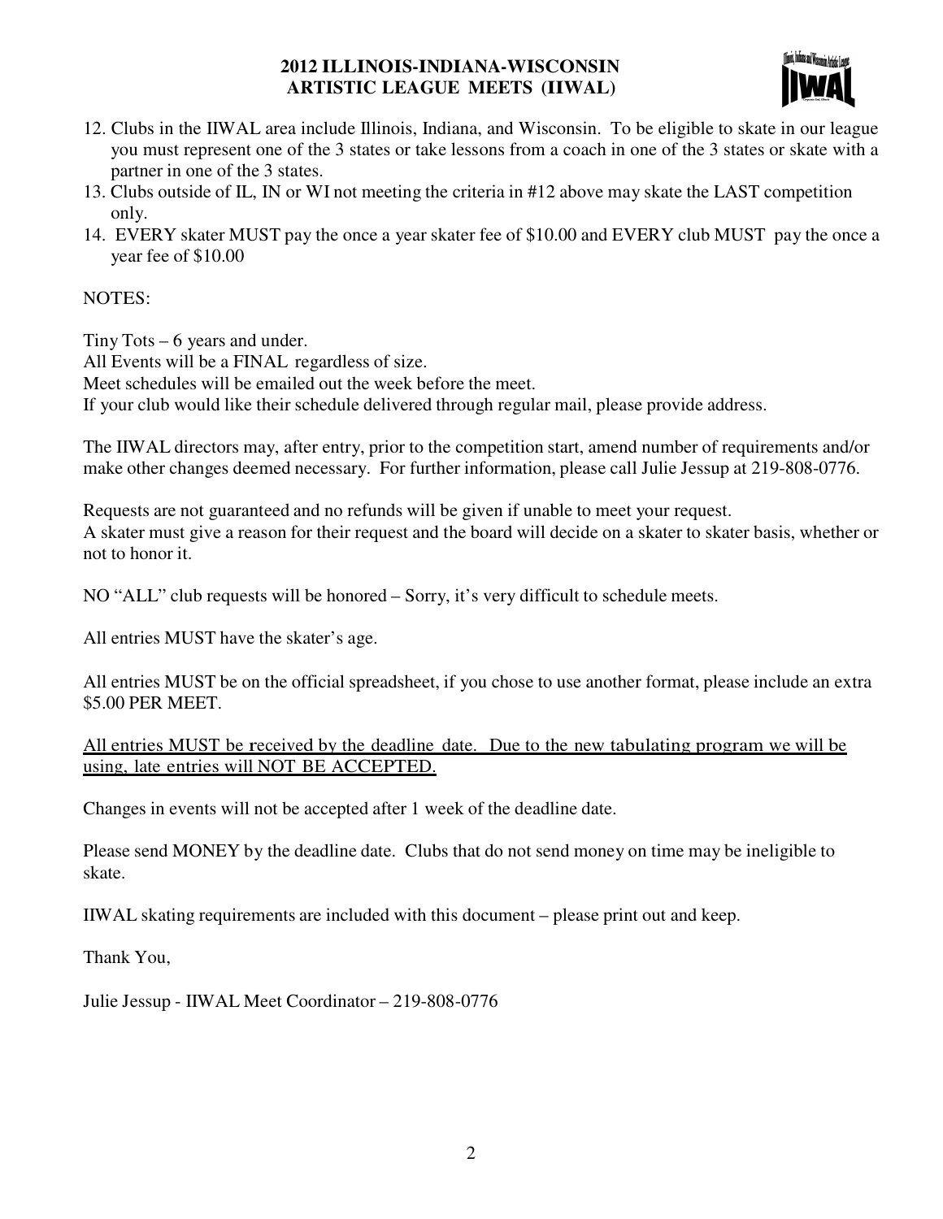12. Clubs in the IIWAL area include Illinois, Indiana, and Wisconsin. To be eligible to skate in our league you must represent one of the 3 states or take lessons from a coach in one of the 3 states or skate with a partner in one of the 3 states.
13. Clubs outside of IL, IN or WI not meeting the criteria in #12 above may skate the LAST competition only.
14. EVERY skater MUST pay the once a year skater fee of $10.00 and EVERY club MUST pay the once a year fee of $10.00

NOTES:

Tiny Tots – 6 years and under.
All Events will be a FINAL regardless of size.
Meet schedules will be emailed out the week before the meet.
If your club would like their schedule delivered through regular mail, please provide address.

The IIWAL directors may, after entry, prior to the competition start, amend number of requirements and/or make other changes deemed necessary. For further information, please call Julie Jessup at 219-808-0776.

Requests are not guaranteed and no refunds will be given if unable to meet your request.
A skater must give a reason for their request and the board will decide on a skater to skater basis, whether or not to honor it.

NO "ALL" club requests will be honored – Sorry, it's very difficult to schedule meets.

All entries MUST have the skater's age.

All entries MUST be on the official spreadsheet, if you chose to use another format, please include an extra $5.00 PER MEET.

<u>All entries MUST be received by the deadline date. Due to the new tabulating program we will be using, late entries will NOT BE ACCEPTED.</u>

Changes in events will not be accepted after 1 week of the deadline date.

Please send MONEY by the deadline date. Clubs that do not send money on time may be ineligible to skate.

IIWAL skating requirements are included with this document – please print out and keep.

Thank You,

Julie Jessup - IIWAL Meet Coordinator – 219-808-0776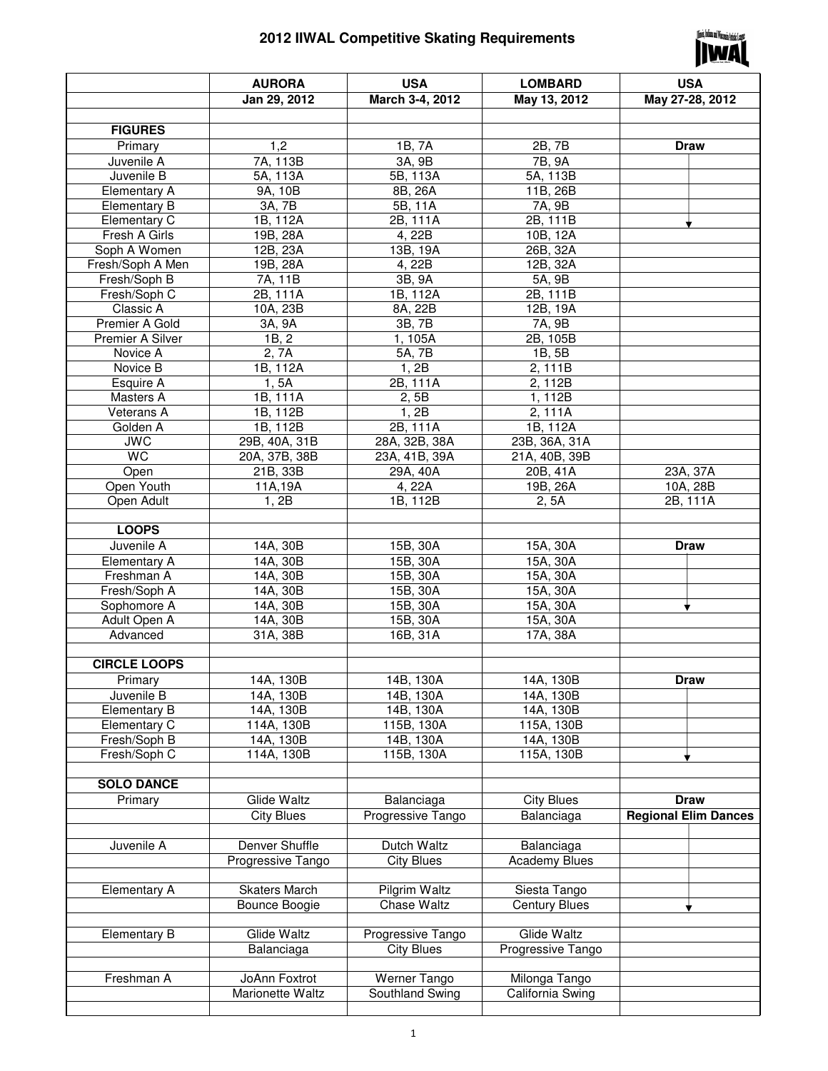# 2012 IIWAL Competitive Skating Requirements

| | AURORA | USA | LOMBARD | USA |
|---|---|---|---|---|
| | Jan 29, 2012 | March 3-4, 2012 | May 13, 2012 | May 27-28, 2012 |
| | | | | |
| **FIGURES** | | | | |
| Primary | 1,2 | 1B, 7A | 2B, 7B | **Draw** |
| Juvenile A | 7A, 113B | 3A, 9B | 7B, 9A | |
| Juvenile B | 5A, 113A | 5B, 113A | 5A, 113B | |
| Elementary A | 9A, 10B | 8B, 26A | 11B, 26B | |
| Elementary B | 3A, 7B | 5B, 11A | 7A, 9B | |
| Elementary C | 1B, 112A | 2B, 111A | 2B, 111B | |
| Fresh A Girls | 19B, 28A | 4, 22B | 10B, 12A | |
| Soph A Women | 12B, 23A | 13B, 19A | 26B, 32A | |
| Fresh/Soph A Men | 19B, 28A | 4, 22B | 12B, 32A | |
| Fresh/Soph B | 7A, 11B | 3B, 9A | 5A, 9B | |
| Fresh/Soph C | 2B, 111A | 1B, 112A | 2B, 111B | |
| Classic A | 10A, 23B | 8A, 22B | 12B, 19A | |
| Premier A Gold | 3A, 9A | 3B, 7B | 7A, 9B | |
| Premier A Silver | 1B, 2 | 1, 105A | 2B, 105B | |
| Novice A | 2, 7A | 5A, 7B | 1B, 5B | |
| Novice B | 1B, 112A | 1, 2B | 2, 111B | |
| Esquire A | 1, 5A | 2B, 111A | 2, 112B | |
| Masters A | 1B, 111A | 2, 5B | 1, 112B | |
| Veterans A | 1B, 112B | 1, 2B | 2, 111A | |
| Golden A | 1B, 112B | 2B, 111A | 1B, 112A | |
| JWC | 29B, 40A, 31B | 28A, 32B, 38A | 23B, 36A, 31A | |
| WC | 20A, 37B, 38B | 23A, 41B, 39A | 21A, 40B, 39B | |
| Open | 21B, 33B | 29A, 40A | 20B, 41A | 23A, 37A |
| Open Youth | 11A,19A | 4, 22A | 19B, 26A | 10A, 28B |
| Open Adult | 1, 2B | 1B, 112B | 2, 5A | 2B, 111A |
| | | | | |
| **LOOPS** | | | | |
| Juvenile A | 14A, 30B | 15B, 30A | 15A, 30A | **Draw** |
| Elementary A | 14A, 30B | 15B, 30A | 15A, 30A | |
| Freshman A | 14A, 30B | 15B, 30A | 15A, 30A | |
| Fresh/Soph A | 14A, 30B | 15B, 30A | 15A, 30A | |
| Sophomore A | 14A, 30B | 15B, 30A | 15A, 30A | |
| Adult Open A | 14A, 30B | 15B, 30A | 15A, 30A | |
| Advanced | 31A, 38B | 16B, 31A | 17A, 38A | |
| | | | | |
| **CIRCLE LOOPS** | | | | |
| Primary | 14A, 130B | 14B, 130A | 14A, 130B | **Draw** |
| Juvenile B | 14A, 130B | 14B, 130A | 14A, 130B | |
| Elementary B | 14A, 130B | 14B, 130A | 14A, 130B | |
| Elementary C | 114A, 130B | 115B, 130A | 115A, 130B | |
| Fresh/Soph B | 14A, 130B | 14B, 130A | 14A, 130B | |
| Fresh/Soph C | 114A, 130B | 115B, 130A | 115A, 130B | |
| | | | | |
| **SOLO DANCE** | | | | |
| Primary | Glide Waltz | Balanciaga | City Blues | **Draw** |
| | City Blues | Progressive Tango | Balanciaga | **Regional Elim Dances** |
| | | | | |
| Juvenile A | Denver Shuffle | Dutch Waltz | Balanciaga | |
| | Progressive Tango | City Blues | Academy Blues | |
| | | | | |
| Elementary A | Skaters March | Pilgrim Waltz | Siesta Tango | |
| | Bounce Boogie | Chase Waltz | Century Blues | |
| | | | | |
| Elementary B | Glide Waltz | Progressive Tango | Glide Waltz | |
| | Balanciaga | City Blues | Progressive Tango | |
| | | | | |
| Freshman A | JoAnn Foxtrot | Werner Tango | Milonga Tango | |
| | Marionette Waltz | Southland Swing | California Swing | |
| | | | | |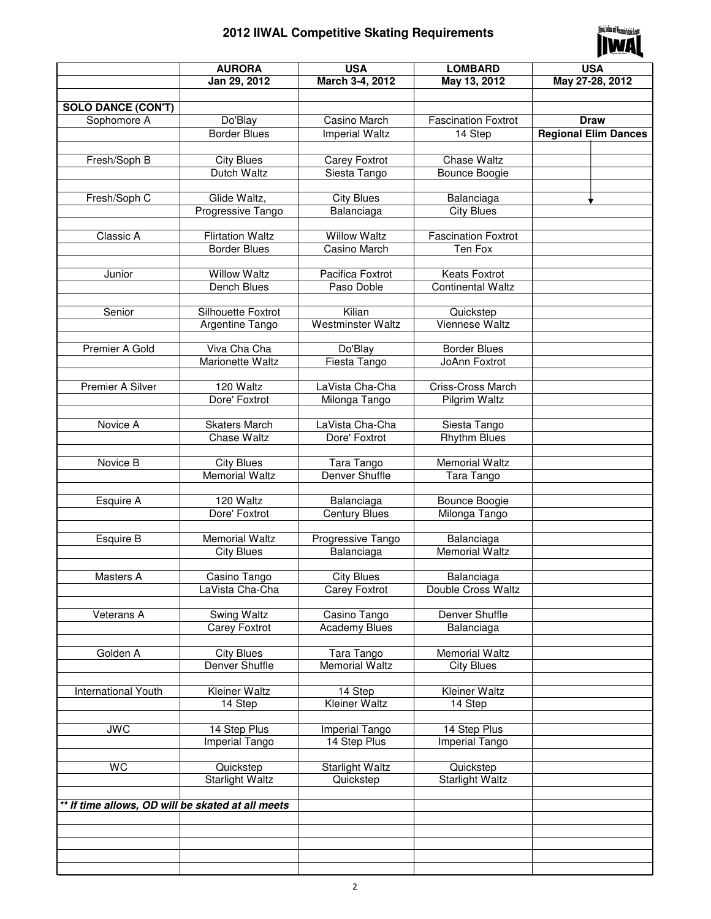# 2012 IIWAL Competitive Skating Requirements

| | AURORA | USA | LOMBARD | USA |
|---|---|---|---|---|
| | Jan 29, 2012 | March 3-4, 2012 | May 13, 2012 | May 27-28, 2012 |
| | | | | |
| **SOLO DANCE (CON'T)** | | | | |
| Sophomore A | Do'Blay | Casino March | Fascination Foxtrot | **Draw** |
| | Border Blues | Imperial Waltz | 14 Step | **Regional Elim Dances** |
| | | | | |
| Fresh/Soph B | City Blues | Carey Foxtrot | Chase Waltz | |
| | Dutch Waltz | Siesta Tango | Bounce Boogie | |
| | | | | |
| Fresh/Soph C | Glide Waltz, | City Blues | Balanciaga | |
| | Progressive Tango | Balanciaga | City Blues | |
| | | | | |
| Classic A | Flirtation Waltz | Willow Waltz | Fascination Foxtrot | |
| | Border Blues | Casino March | Ten Fox | |
| | | | | |
| Junior | Willow Waltz | Pacifica Foxtrot | Keats Foxtrot | |
| | Dench Blues | Paso Doble | Continental Waltz | |
| | | | | |
| Senior | Silhouette Foxtrot | Kilian | Quickstep | |
| | Argentine Tango | Westminster Waltz | Viennese Waltz | |
| | | | | |
| Premier A Gold | Viva Cha Cha | Do'Blay | Border Blues | |
| | Marionette Waltz | Fiesta Tango | JoAnn Foxtrot | |
| | | | | |
| Premier A Silver | 120 Waltz | LaVista Cha-Cha | Criss-Cross March | |
| | Dore' Foxtrot | Milonga Tango | Pilgrim Waltz | |
| | | | | |
| Novice A | Skaters March | LaVista Cha-Cha | Siesta Tango | |
| | Chase Waltz | Dore' Foxtrot | Rhythm Blues | |
| | | | | |
| Novice B | City Blues | Tara Tango | Memorial Waltz | |
| | Memorial Waltz | Denver Shuffle | Tara Tango | |
| | | | | |
| Esquire A | 120 Waltz | Balanciaga | Bounce Boogie | |
| | Dore' Foxtrot | Century Blues | Milonga Tango | |
| | | | | |
| Esquire B | Memorial Waltz | Progressive Tango | Balanciaga | |
| | City Blues | Balanciaga | Memorial Waltz | |
| | | | | |
| Masters A | Casino Tango | City Blues | Balanciaga | |
| | LaVista Cha-Cha | Carey Foxtrot | Double Cross Waltz | |
| | | | | |
| Veterans A | Swing Waltz | Casino Tango | Denver Shuffle | |
| | Carey Foxtrot | Academy Blues | Balanciaga | |
| | | | | |
| Golden A | City Blues | Tara Tango | Memorial Waltz | |
| | Denver Shuffle | Memorial Waltz | City Blues | |
| | | | | |
| International Youth | Kleiner Waltz | 14 Step | Kleiner Waltz | |
| | 14 Step | Kleiner Waltz | 14 Step | |
| | | | | |
| JWC | 14 Step Plus | Imperial Tango | 14 Step Plus | |
| | Imperial Tango | 14 Step Plus | Imperial Tango | |
| | | | | |
| WC | Quickstep | Starlight Waltz | Quickstep | |
| | Starlight Waltz | Quickstep | Starlight Waltz | |
| | | | | |
| ***\*\* If time allows, OD will be skated at all meets*** | | | | |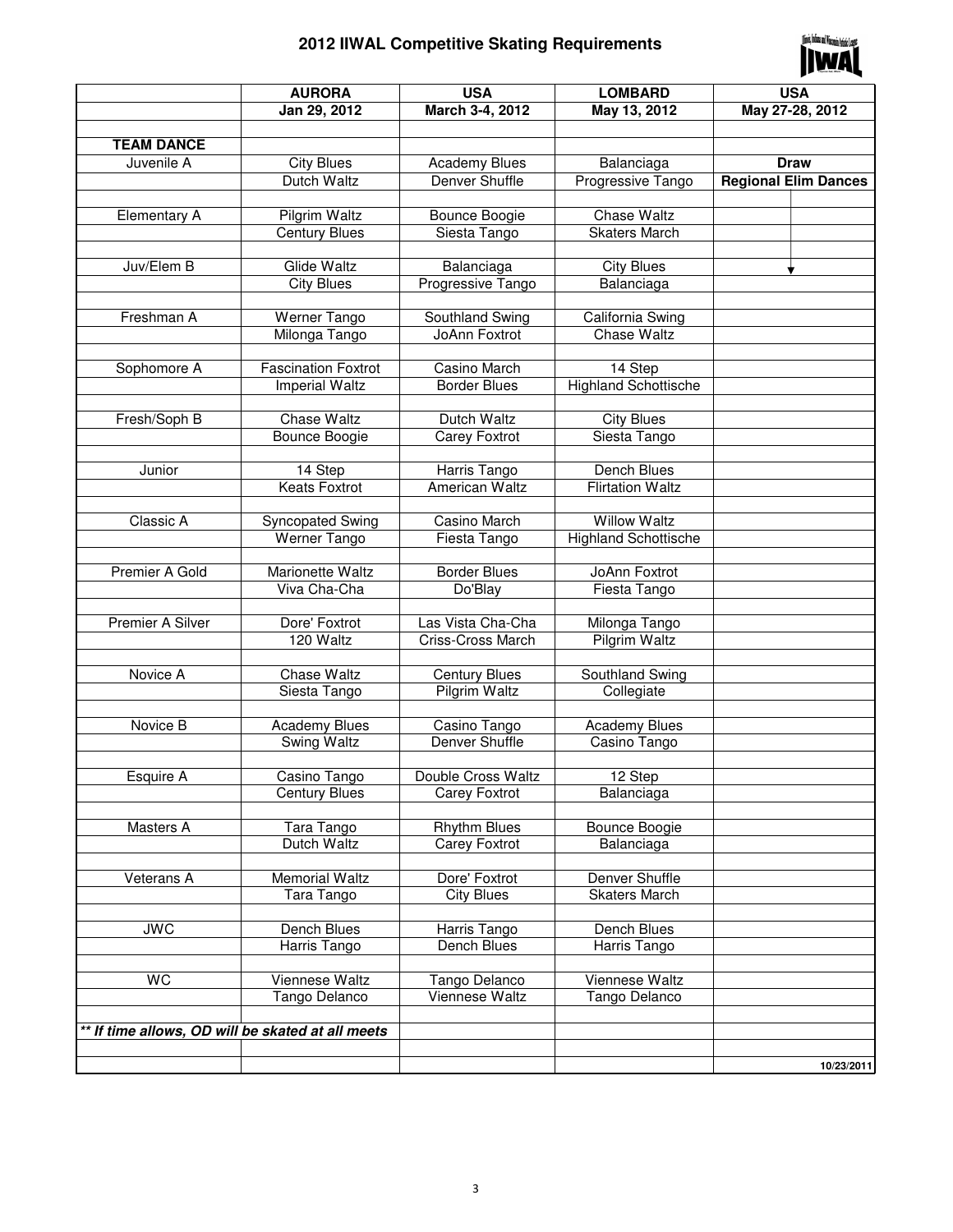# 2012 IIWAL Competitive Skating Requirements

| | AURORA | USA | LOMBARD | USA |
|---|---|---|---|---|
| | Jan 29, 2012 | March 3-4, 2012 | May 13, 2012 | May 27-28, 2012 |
| | | | | |
| **TEAM DANCE** | | | | |
| Juvenile A | City Blues | Academy Blues | Balanciaga | **Draw** |
| | Dutch Waltz | Denver Shuffle | Progressive Tango | **Regional Elim Dances** |
| | | | | |
| Elementary A | Pilgrim Waltz | Bounce Boogie | Chase Waltz | |
| | Century Blues | Siesta Tango | Skaters March | |
| | | | | |
| Juv/Elem B | Glide Waltz | Balanciaga | City Blues | |
| | City Blues | Progressive Tango | Balanciaga | |
| | | | | |
| Freshman A | Werner Tango | Southland Swing | California Swing | |
| | Milonga Tango | JoAnn Foxtrot | Chase Waltz | |
| | | | | |
| Sophomore A | Fascination Foxtrot | Casino March | 14 Step | |
| | Imperial Waltz | Border Blues | Highland Schottische | |
| | | | | |
| Fresh/Soph B | Chase Waltz | Dutch Waltz | City Blues | |
| | Bounce Boogie | Carey Foxtrot | Siesta Tango | |
| | | | | |
| Junior | 14 Step | Harris Tango | Dench Blues | |
| | Keats Foxtrot | American Waltz | Flirtation Waltz | |
| | | | | |
| Classic A | Syncopated Swing | Casino March | Willow Waltz | |
| | Werner Tango | Fiesta Tango | Highland Schottische | |
| | | | | |
| Premier A Gold | Marionette Waltz | Border Blues | JoAnn Foxtrot | |
| | Viva Cha-Cha | Do'Blay | Fiesta Tango | |
| | | | | |
| Premier A Silver | Dore' Foxtrot | Las Vista Cha-Cha | Milonga Tango | |
| | 120 Waltz | Criss-Cross March | Pilgrim Waltz | |
| | | | | |
| Novice A | Chase Waltz | Century Blues | Southland Swing | |
| | Siesta Tango | Pilgrim Waltz | Collegiate | |
| | | | | |
| Novice B | Academy Blues | Casino Tango | Academy Blues | |
| | Swing Waltz | Denver Shuffle | Casino Tango | |
| | | | | |
| Esquire A | Casino Tango | Double Cross Waltz | 12 Step | |
| | Century Blues | Carey Foxtrot | Balanciaga | |
| | | | | |
| Masters A | Tara Tango | Rhythm Blues | Bounce Boogie | |
| | Dutch Waltz | Carey Foxtrot | Balanciaga | |
| | | | | |
| Veterans A | Memorial Waltz | Dore' Foxtrot | Denver Shuffle | |
| | Tara Tango | City Blues | Skaters March | |
| | | | | |
| JWC | Dench Blues | Harris Tango | Dench Blues | |
| | Harris Tango | Dench Blues | Harris Tango | |
| | | | | |
| WC | Viennese Waltz | Tango Delanco | Viennese Waltz | |
| | Tango Delanco | Viennese Waltz | Tango Delanco | |
| | | | | |
| ***\*\* If time allows, OD will be skated at all meets*** | | | | |
| | | | | |
| | | | | 10/23/2011 |